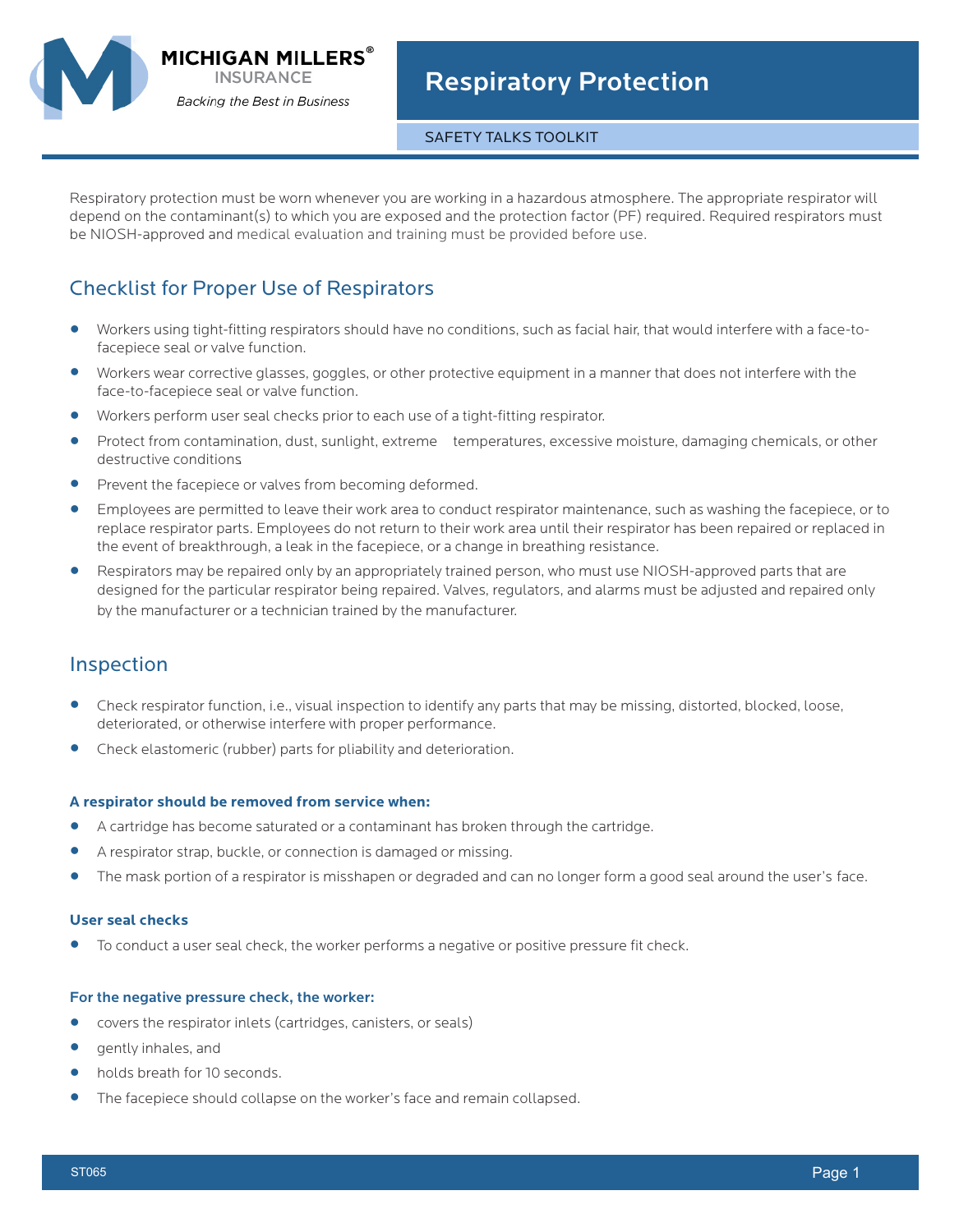MICHIGAN MILLERS®
INSURANCE
*Backing the Best in Business*

# Respiratory Protection

SAFETY TALKS TOOLKIT

Respiratory protection must be worn whenever you are working in a hazardous atmosphere. The appropriate respirator will depend on the contaminant(s) to which you are exposed and the protection factor (PF) required. Required respirators must be NIOSH-approved and medical evaluation and training must be provided before use.

## Checklist for Proper Use of Respirators

- Workers using tight-fitting respirators should have no conditions, such as facial hair, that would interfere with a face-to-facepiece seal or valve function.
- Workers wear corrective glasses, goggles, or other protective equipment in a manner that does not interfere with the face-to-facepiece seal or valve function.
- Workers perform user seal checks prior to each use of a tight-fitting respirator.
- Protect from contamination, dust, sunlight, extreme temperatures, excessive moisture, damaging chemicals, or other destructive conditions
- Prevent the facepiece or valves from becoming deformed.
- Employees are permitted to leave their work area to conduct respirator maintenance, such as washing the facepiece, or to replace respirator parts. Employees do not return to their work area until their respirator has been repaired or replaced in the event of breakthrough, a leak in the facepiece, or a change in breathing resistance.
- Respirators may be repaired only by an appropriately trained person, who must use NIOSH-approved parts that are designed for the particular respirator being repaired. Valves, regulators, and alarms must be adjusted and repaired only by the manufacturer or a technician trained by the manufacturer.

## Inspection

- Check respirator function, i.e., visual inspection to identify any parts that may be missing, distorted, blocked, loose, deteriorated, or otherwise interfere with proper performance.
- Check elastomeric (rubber) parts for pliability and deterioration.

#### A respirator should be removed from service when:

- A cartridge has become saturated or a contaminant has broken through the cartridge.
- A respirator strap, buckle, or connection is damaged or missing.
- The mask portion of a respirator is misshapen or degraded and can no longer form a good seal around the user's face.

#### User seal checks

- To conduct a user seal check, the worker performs a negative or positive pressure fit check.

#### For the negative pressure check, the worker:

- covers the respirator inlets (cartridges, canisters, or seals)
- gently inhales, and
- holds breath for 10 seconds.
- The facepiece should collapse on the worker's face and remain collapsed.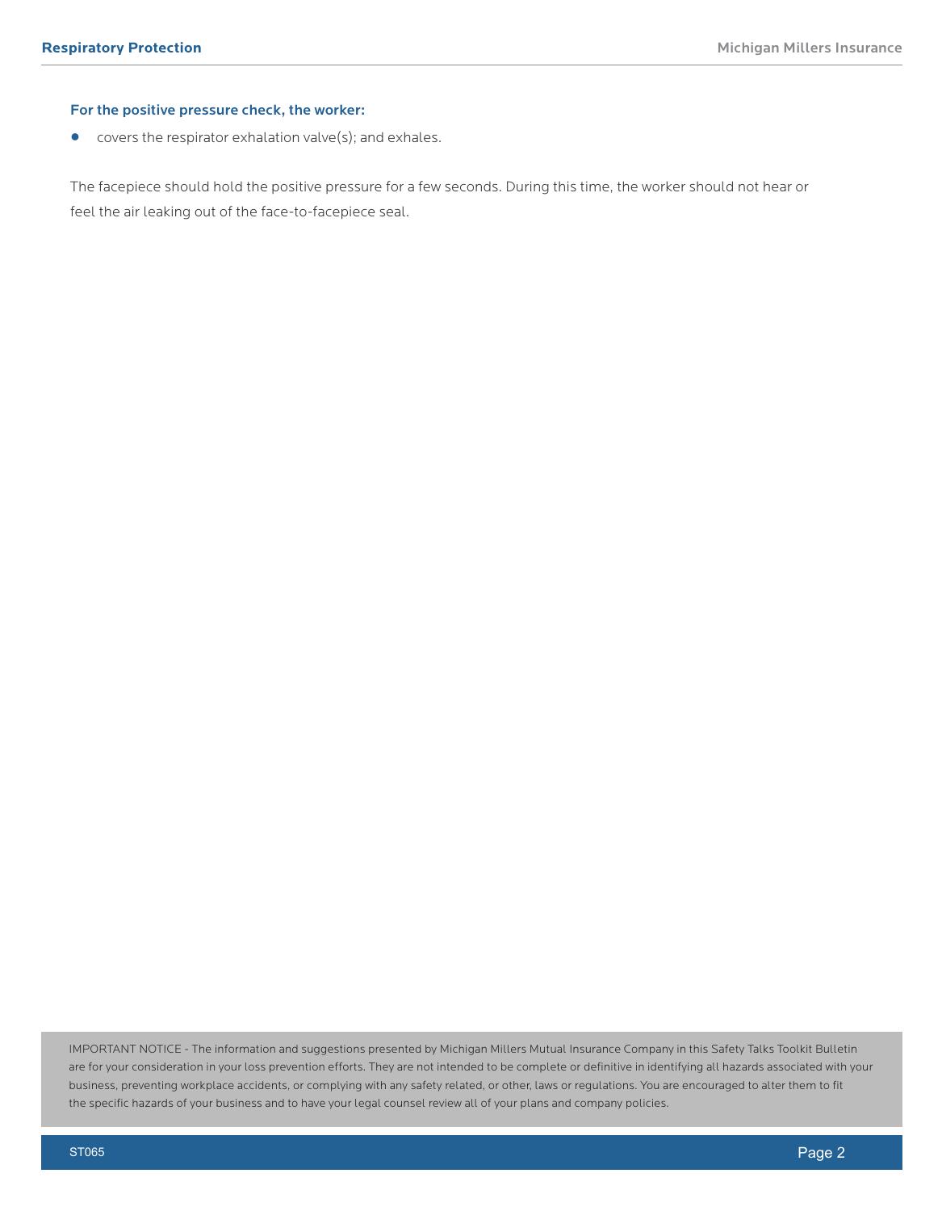### For the positive pressure check, the worker:

- covers the respirator exhalation valve(s); and exhales.

The facepiece should hold the positive pressure for a few seconds. During this time, the worker should not hear or feel the air leaking out of the face-to-facepiece seal.

IMPORTANT NOTICE - The information and suggestions presented by Michigan Millers Mutual Insurance Company in this Safety Talks Toolkit Bulletin are for your consideration in your loss prevention efforts. They are not intended to be complete or definitive in identifying all hazards associated with your business, preventing workplace accidents, or complying with any safety related, or other, laws or regulations. You are encouraged to alter them to fit the specific hazards of your business and to have your legal counsel review all of your plans and company policies.